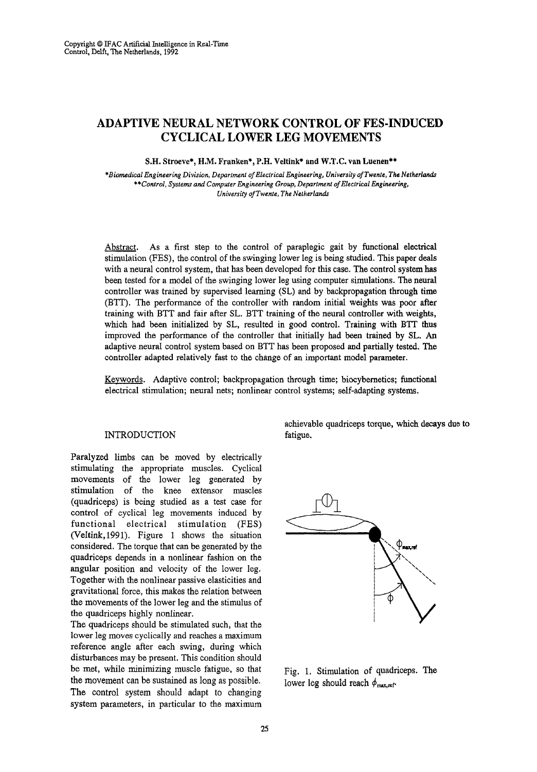Copyright © IFAC Artificial Intelligence in Real-Time Control, Delft, The Netherlands, 1992

# ADAPTIVE NEURAL NETWORK CONTROL OF FES-INDUCED CYCLICAL LOWER LEG MOVEMENTS

**S.H. Stroeve\*, H.M. Franken\*, P.H. Veltink\* and W.T.C. van Luenen\*\***

*\*Biomedical Engineering Division, Department of Electrical Engineering, University of Twente, The Netherlands*
*\*\*Control, Systems and Computer Engineering Group, Department of Electrical Engineering, University of Twente, The Netherlands*

Abstract. As a first step to the control of paraplegic gait by functional electrical stimulation (FES), the control of the swinging lower leg is being studied. This paper deals with a neural control system, that has been developed for this case. The control system has been tested for a model of the swinging lower leg using computer simulations. The neural controller was trained by supervised learning (SL) and by backpropagation through time (BTT). The performance of the controller with random initial weights was poor after training with BTT and fair after SL. BTT training of the neural controller with weights, which had been initialized by SL, resulted in good control. Training with BTT thus improved the performance of the controller that initially had been trained by SL. An adaptive neural control system based on BTT has been proposed and partially tested. The controller adapted relatively fast to the change of an important model parameter.

Keywords. Adaptive control; backpropagation through time; biocybernetics; functional electrical stimulation; neural nets; nonlinear control systems; self-adapting systems.

## INTRODUCTION

Paralyzed limbs can be moved by electrically stimulating the appropriate muscles. Cyclical movements of the lower leg generated by stimulation of the knee extensor muscles (quadriceps) is being studied as a test case for control of cyclical leg movements induced by functional electrical stimulation (FES) (Veltink,1991). Figure 1 shows the situation considered. The torque that can be generated by the quadriceps depends in a nonlinear fashion on the angular position and velocity of the lower leg. Together with the nonlinear passive elasticities and gravitational force, this makes the relation between the movements of the lower leg and the stimulus of the quadriceps highly nonlinear.

The quadriceps should be stimulated such, that the lower leg moves cyclically and reaches a maximum reference angle after each swing, during which disturbances may be present. This condition should be met, while minimizing muscle fatigue, so that the movement can be sustained as long as possible. The control system should adapt to changing system parameters, in particular to the maximum achievable quadriceps torque, which decays due to fatigue.

Fig. 1. Stimulation of quadriceps. The lower leg should reach $\phi_{max,ref}$.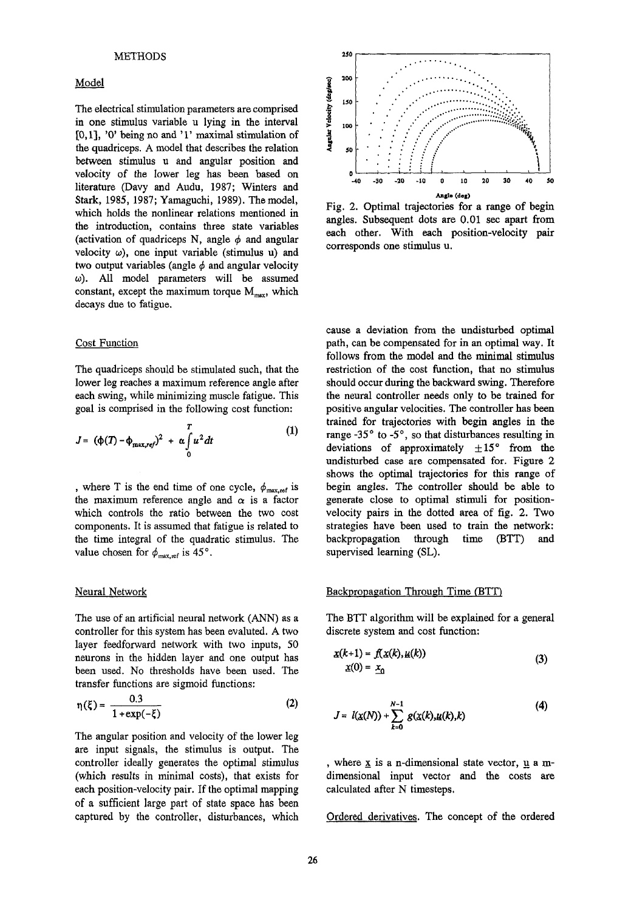## METHODS

### Model

The electrical stimulation parameters are comprised in one stimulus variable u lying in the interval [0,1], '0' being no and '1' maximal stimulation of the quadriceps. A model that describes the relation between stimulus u and angular position and velocity of the lower leg has been based on literature (Davy and Audu, 1987; Winters and Stark, 1985, 1987; Yamaguchi, 1989). The model, which holds the nonlinear relations mentioned in the introduction, contains three state variables (activation of quadriceps N, angle $\phi$ and angular velocity $\omega$), one input variable (stimulus u) and two output variables (angle $\phi$ and angular velocity $\omega$). All model parameters will be assumed constant, except the maximum torque $M_{max}$, which decays due to fatigue.

### Cost Function

The quadriceps should be stimulated such, that the lower leg reaches a maximum reference angle after each swing, while minimizing muscle fatigue. This goal is comprised in the following cost function:

$$J = (\phi(T) - \phi_{max,ref})^2 + \alpha \int_0^T u^2 dt \tag{1}$$

, where T is the end time of one cycle, $\phi_{max,ref}$ is the maximum reference angle and $\alpha$ is a factor which controls the ratio between the two cost components. It is assumed that fatigue is related to the time integral of the quadratic stimulus. The value chosen for $\phi_{max,ref}$ is 45°.

### Neural Network

The use of an artificial neural network (ANN) as a controller for this system has been evaluted. A two layer feedforward network with two inputs, 50 neurons in the hidden layer and one output has been used. No thresholds have been used. The transfer functions are sigmoid functions:

$$\eta(\xi) = \frac{0.3}{1 + \exp(-\xi)} \tag{2}$$

The angular position and velocity of the lower leg are input signals, the stimulus is output. The controller ideally generates the optimal stimulus (which results in minimal costs), that exists for each position-velocity pair. If the optimal mapping of a sufficient large part of state space has been captured by the controller, disturbances, which cause a deviation from the undisturbed optimal path, can be compensated for in an optimal way. It follows from the model and the minimal stimulus restriction of the cost function, that no stimulus should occur during the backward swing. Therefore the neural controller needs only to be trained for positive angular velocities. The controller has been trained for trajectories with begin angles in the range -35° to -5°, so that disturbances resulting in deviations of approximately ±15° from the undisturbed case are compensated for. Figure 2 shows the optimal trajectories for this range of begin angles. The controller should be able to generate close to optimal stimuli for position-velocity pairs in the dotted area of fig. 2. Two strategies have been used to train the network: backpropagation through time (BTT) and supervised learning (SL).

Fig. 2. Optimal trajectories for a range of begin angles. Subsequent dots are 0.01 sec apart from each other. With each position-velocity pair corresponds one stimulus u.

### Backpropagation Through Time (BTT)

The BTT algorithm will be explained for a general discrete system and cost function:

$$\underline{x}(k+1) = f(\underline{x}(k), \underline{u}(k)) \\ \underline{x}(0) = \underline{x}_0 \tag{3}$$

$$J = l(\underline{x}(N)) + \sum_{k=0}^{N-1} g(\underline{x}(k), \underline{u}(k), k) \tag{4}$$

, where $\underline{x}$ is a n-dimensional state vector, $\underline{u}$ a m-dimensional input vector and the costs are calculated after N timesteps.

Ordered derivatives. The concept of the ordered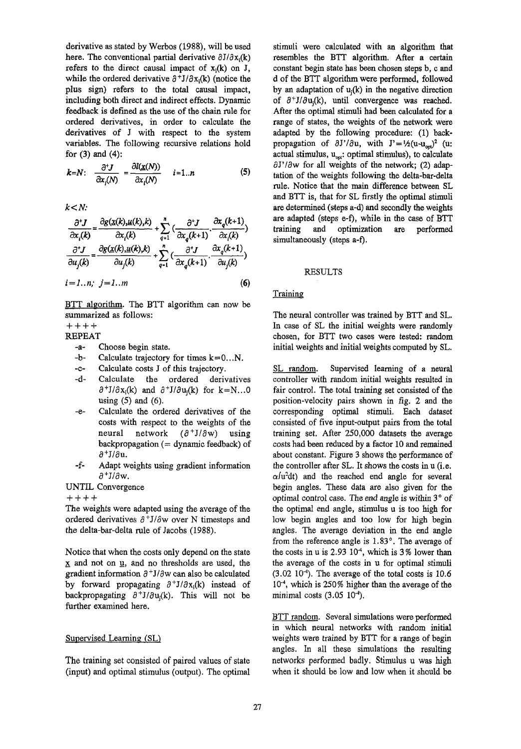derivative as stated by Werbos (1988), will be used here. The conventional partial derivative $\partial J/\partial x_i(k)$ refers to the direct causal impact of $x_i(k)$ on J, while the ordered derivative $\partial^+ J/\partial x_i(k)$ (notice the plus sign) refers to the total causal impact, including both direct and indirect effects. Dynamic feedback is defined as the use of the chain rule for ordered derivatives, in order to calculate the derivatives of J with respect to the system variables. The following recursive relations hold for (3) and (4):

$$k=N: \quad \frac{\partial^+ J}{\partial x_i(N)} = \frac{\partial l(\underline{x}(N))}{\partial x_i(N)} \quad i=1..n \tag{5}$$

$k<N$:

$$\frac{\partial^+ J}{\partial x_i(k)} = \frac{\partial g(\underline{x}(k),\underline{u}(k),k)}{\partial x_i(k)} + \sum_{q=1}^{n}\left(\frac{\partial^+ J}{\partial x_q(k+1)} \cdot \frac{\partial x_q(k+1)}{\partial x_i(k)}\right)$$

$$\frac{\partial^+ J}{\partial u_j(k)} = \frac{\partial g(\underline{x}(k),\underline{u}(k),k)}{\partial u_j(k)} + \sum_{q=1}^{n}\left(\frac{\partial^+ J}{\partial x_q(k+1)} \cdot \frac{\partial x_q(k+1)}{\partial u_j(k)}\right)$$

$$i=1..n;\; j=1..m \tag{6}$$

<u>BTT algorithm</u>. The BTT algorithm can now be summarized as follows:

++++

REPEAT

- -a- Choose begin state.
- -b- Calculate trajectory for times k=0...N.
- -c- Calculate costs J of this trajectory.
- -d- Calculate the ordered derivatives $\partial^+ J/\partial x_i(k)$ and $\partial^+ J/\partial u_j(k)$ for k=N...0 using (5) and (6).
- -e- Calculate the ordered derivatives of the costs with respect to the weights of the neural network ($\partial^+ J/\partial w$) using backpropagation (= dynamic feedback) of $\partial^+ J/\partial u$.
- -f- Adapt weights using gradient information $\partial^+ J/\partial w$.

UNTIL Convergence

++++

The weights were adapted using the average of the ordered derivatives $\partial^+ J/\partial w$ over N timesteps and the delta-bar-delta rule of Jacobs (1988).

Notice that when the costs only depend on the state $\underline{x}$ and not on $\underline{u}$, and no thresholds are used, the gradient information $\partial^+ J/\partial w$ can also be calculated by forward propagating $\partial^+ J/\partial x_i(k)$ instead of backpropagating $\partial^+ J/\partial u_j(k)$. This will not be further examined here.

## Supervised Learning (SL)

The training set consisted of paired values of state (input) and optimal stimulus (output). The optimal stimuli were calculated with an algorithm that resembles the BTT algorithm. After a certain constant begin state has been chosen steps b, c and d of the BTT algorithm were performed, followed by an adaptation of $u_j(k)$ in the negative direction of $\partial^+ J/\partial u_j(k)$, until convergence was reached. After the optimal stimuli had been calculated for a range of states, the weights of the network were adapted by the following procedure: (1) back-propagation of $\partial J'/\partial u$, with $J'=\frac{1}{2}(u-u_{opt})^2$ (u: actual stimulus, $u_{opt}$: optimal stimulus), to calculate $\partial J'/\partial w$ for all weights of the network; (2) adaptation of the weights following the delta-bar-delta rule. Notice that the main difference between SL and BTT is, that for SL firstly the optimal stimuli are determined (steps a-d) and secondly the weights are adapted (steps e-f), while in the case of BTT training and optimization are performed simultaneously (steps a-f).

# RESULTS

## Training

The neural controller was trained by BTT and SL. In case of SL the initial weights were randomly chosen, for BTT two cases were tested: random initial weights and initial weights computed by SL.

<u>SL random</u>. Supervised learning of a neural controller with random initial weights resulted in fair control. The total training set consisted of the position-velocity pairs shown in fig. 2 and the corresponding optimal stimuli. Each dataset consisted of five input-output pairs from the total training set. After 250,000 datasets the average costs had been reduced by a factor 10 and remained about constant. Figure 3 shows the performance of the controller after SL. It shows the costs in u (i.e. $\alpha\int u^2 dt$) and the reached end angle for several begin angles. These data are also given for the optimal control case. The end angle is within 3° of the optimal end angle, stimulus u is too high for low begin angles and too low for high begin angles. The average deviation in the end angle from the reference angle is 1.83°. The average of the costs in u is 2.93 $10^{-4}$, which is 3% lower than the average of the costs in u for optimal stimuli (3.02 $10^{-4}$). The average of the total costs is 10.6 $10^{-4}$, which is 250% higher than the average of the minimal costs (3.05 $10^{-4}$).

<u>BTT random</u>. Several simulations were performed in which neural networks with random initial weights were trained by BTT for a range of begin angles. In all these simulations the resulting networks performed badly. Stimulus u was high when it should be low and low when it should be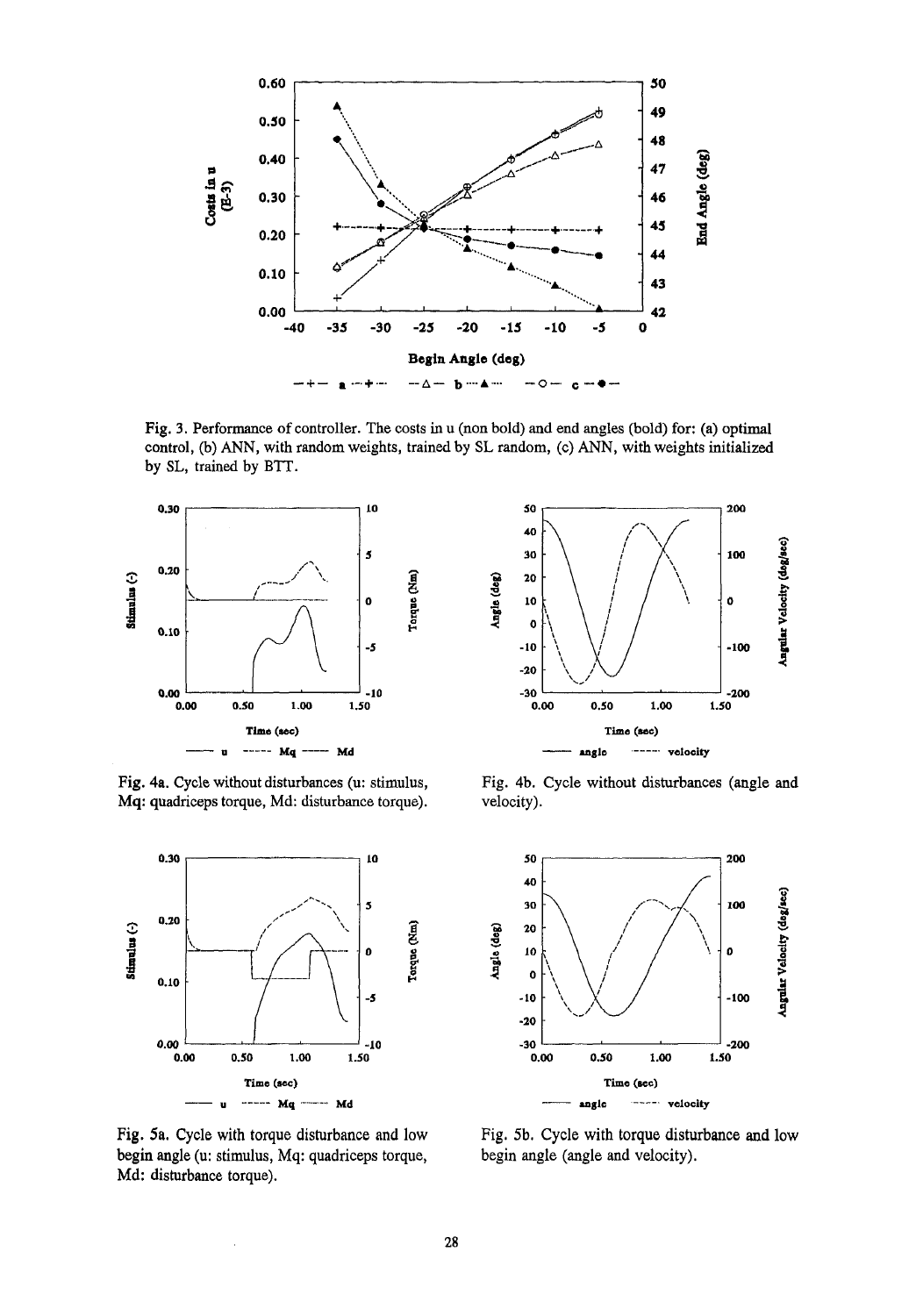Fig. 3. Performance of controller. The costs in u (non bold) and end angles (bold) for: (a) optimal control, (b) ANN, with random weights, trained by SL random, (c) ANN, with weights initialized by SL, trained by BTT.

Fig. 4a. Cycle without disturbances (u: stimulus, Mq: quadriceps torque, Md: disturbance torque).

Fig. 4b. Cycle without disturbances (angle and velocity).

Fig. 5a. Cycle with torque disturbance and low begin angle (u: stimulus, Mq: quadriceps torque, Md: disturbance torque).

Fig. 5b. Cycle with torque disturbance and low begin angle (angle and velocity).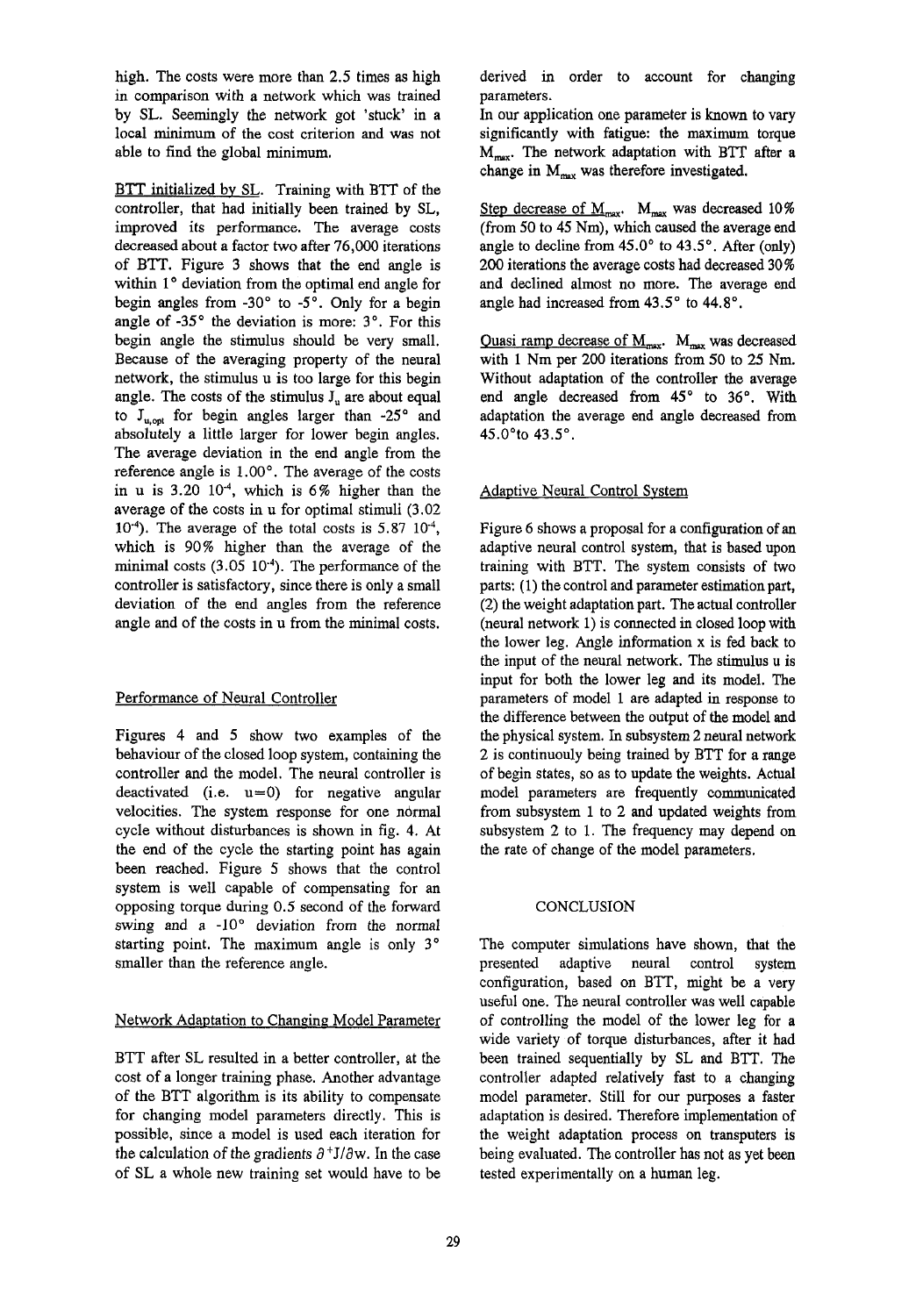high. The costs were more than 2.5 times as high in comparison with a network which was trained by SL. Seemingly the network got 'stuck' in a local minimum of the cost criterion and was not able to find the global minimum.

BTT initialized by SL. Training with BTT of the controller, that had initially been trained by SL, improved its performance. The average costs decreased about a factor two after 76,000 iterations of BTT. Figure 3 shows that the end angle is within 1° deviation from the optimal end angle for begin angles from -30° to -5°. Only for a begin angle of -35° the deviation is more: 3°. For this begin angle the stimulus should be very small. Because of the averaging property of the neural network, the stimulus u is too large for this begin angle. The costs of the stimulus $J_u$ are about equal to $J_{u,opt}$ for begin angles larger than -25° and absolutely a little larger for lower begin angles. The average deviation in the end angle from the reference angle is 1.00°. The average of the costs in u is $3.20 \; 10^{-4}$, which is 6% higher than the average of the costs in u for optimal stimuli ($3.02 \; 10^{-4}$). The average of the total costs is $5.87 \; 10^{-4}$, which is 90% higher than the average of the minimal costs ($3.05 \; 10^{-4}$). The performance of the controller is satisfactory, since there is only a small deviation of the end angles from the reference angle and of the costs in u from the minimal costs.

## Performance of Neural Controller

Figures 4 and 5 show two examples of the behaviour of the closed loop system, containing the controller and the model. The neural controller is deactivated (i.e. u=0) for negative angular velocities. The system response for one normal cycle without disturbances is shown in fig. 4. At the end of the cycle the starting point has again been reached. Figure 5 shows that the control system is well capable of compensating for an opposing torque during 0.5 second of the forward swing and a -10° deviation from the normal starting point. The maximum angle is only 3° smaller than the reference angle.

## Network Adaptation to Changing Model Parameter

BTT after SL resulted in a better controller, at the cost of a longer training phase. Another advantage of the BTT algorithm is its ability to compensate for changing model parameters directly. This is possible, since a model is used each iteration for the calculation of the gradients $\partial^+ J/\partial w$. In the case of SL a whole new training set would have to be derived in order to account for changing parameters.

In our application one parameter is known to vary significantly with fatigue: the maximum torque $M_{max}$. The network adaptation with BTT after a change in $M_{max}$ was therefore investigated.

Step decrease of $M_{max}$. $M_{max}$ was decreased 10% (from 50 to 45 Nm), which caused the average end angle to decline from 45.0° to 43.5°. After (only) 200 iterations the average costs had decreased 30% and declined almost no more. The average end angle had increased from 43.5° to 44.8°.

Quasi ramp decrease of $M_{max}$. $M_{max}$ was decreased with 1 Nm per 200 iterations from 50 to 25 Nm. Without adaptation of the controller the average end angle decreased from 45° to 36°. With adaptation the average end angle decreased from 45.0°to 43.5°.

## Adaptive Neural Control System

Figure 6 shows a proposal for a configuration of an adaptive neural control system, that is based upon training with BTT. The system consists of two parts: (1) the control and parameter estimation part, (2) the weight adaptation part. The actual controller (neural network 1) is connected in closed loop with the lower leg. Angle information x is fed back to the input of the neural network. The stimulus u is input for both the lower leg and its model. The parameters of model 1 are adapted in response to the difference between the output of the model and the physical system. In subsystem 2 neural network 2 is continuouly being trained by BTT for a range of begin states, so as to update the weights. Actual model parameters are frequently communicated from subsystem 1 to 2 and updated weights from subsystem 2 to 1. The frequency may depend on the rate of change of the model parameters.

# CONCLUSION

The computer simulations have shown, that the presented adaptive neural control system configuration, based on BTT, might be a very useful one. The neural controller was well capable of controlling the model of the lower leg for a wide variety of torque disturbances, after it had been trained sequentially by SL and BTT. The controller adapted relatively fast to a changing model parameter. Still for our purposes a faster adaptation is desired. Therefore implementation of the weight adaptation process on transputers is being evaluated. The controller has not as yet been tested experimentally on a human leg.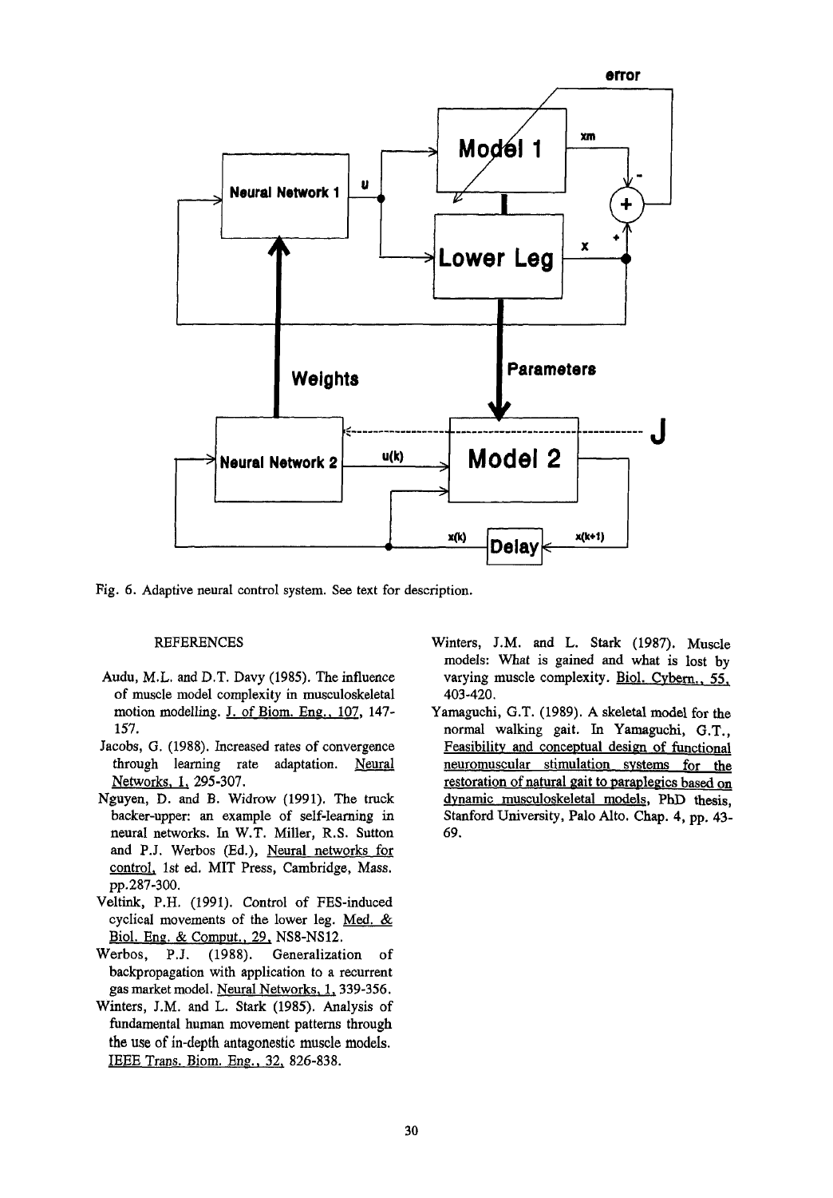error

Model 1

xm

Neural Network 1

u

Lower Leg

x

Weights

Parameters

J

Neural Network 2

u(k)

Model 2

x(k)

Delay

x(k+1)

Fig. 6. Adaptive neural control system. See text for description.

## REFERENCES

Audu, M.L. and D.T. Davy (1985). The influence of muscle model complexity in musculoskeletal motion modelling. J. of Biom. Eng., 107, 147-157.

Jacobs, G. (1988). Increased rates of convergence through learning rate adaptation. Neural Networks, 1, 295-307.

Nguyen, D. and B. Widrow (1991). The truck backer-upper: an example of self-learning in neural networks. In W.T. Miller, R.S. Sutton and P.J. Werbos (Ed.), Neural networks for control, 1st ed. MIT Press, Cambridge, Mass. pp.287-300.

Veltink, P.H. (1991). Control of FES-induced cyclical movements of the lower leg. Med. & Biol. Eng. & Comput., 29, NS8-NS12.

Werbos, P.J. (1988). Generalization of backpropagation with application to a recurrent gas market model. Neural Networks, 1, 339-356.

Winters, J.M. and L. Stark (1985). Analysis of fundamental human movement patterns through the use of in-depth antagonestic muscle models. IEEE Trans. Biom. Eng., 32, 826-838.

Winters, J.M. and L. Stark (1987). Muscle models: What is gained and what is lost by varying muscle complexity. Biol. Cybern., 55, 403-420.

Yamaguchi, G.T. (1989). A skeletal model for the normal walking gait. In Yamaguchi, G.T., Feasibility and conceptual design of functional neuromuscular stimulation systems for the restoration of natural gait to paraplegics based on dynamic musculoskeletal models, PhD thesis, Stanford University, Palo Alto. Chap. 4, pp. 43-69.